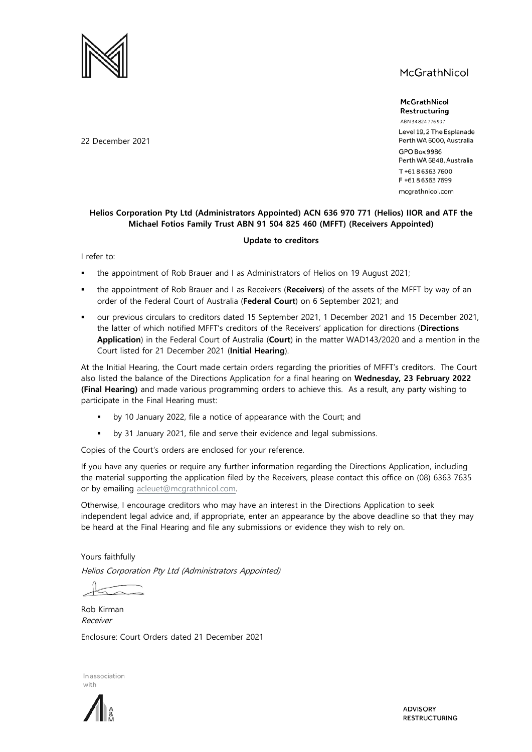McGrathNicol

**McGrathNicol Restructuring**
ABN 34 824 776 937
Level 19, 2 The Esplanade
Perth WA 6000, Australia
GPO Box 9986
Perth WA 6848, Australia
T +61 8 6363 7600
F +61 8 6363 7699
mcgrathnicol.com

22 December 2021

**Helios Corporation Pty Ltd (Administrators Appointed) ACN 636 970 771 (Helios) IIOR and ATF the Michael Fotios Family Trust ABN 91 504 825 460 (MFFT) (Receivers Appointed)**

**Update to creditors**

I refer to:

- the appointment of Rob Brauer and I as Administrators of Helios on 19 August 2021;
- the appointment of Rob Brauer and I as Receivers (**Receivers**) of the assets of the MFFT by way of an order of the Federal Court of Australia (**Federal Court**) on 6 September 2021; and
- our previous circulars to creditors dated 15 September 2021, 1 December 2021 and 15 December 2021, the latter of which notified MFFT's creditors of the Receivers' application for directions (**Directions Application**) in the Federal Court of Australia (**Court**) in the matter WAD143/2020 and a mention in the Court listed for 21 December 2021 (**Initial Hearing**).

At the Initial Hearing, the Court made certain orders regarding the priorities of MFFT's creditors. The Court also listed the balance of the Directions Application for a final hearing on **Wednesday, 23 February 2022 (Final Hearing)** and made various programming orders to achieve this. As a result, any party wishing to participate in the Final Hearing must:

- by 10 January 2022, file a notice of appearance with the Court; and
- by 31 January 2021, file and serve their evidence and legal submissions.

Copies of the Court's orders are enclosed for your reference.

If you have any queries or require any further information regarding the Directions Application, including the material supporting the application filed by the Receivers, please contact this office on (08) 6363 7635 or by emailing acleuet@mcgrathnicol.com.

Otherwise, I encourage creditors who may have an interest in the Directions Application to seek independent legal advice and, if appropriate, enter an appearance by the above deadline so that they may be heard at the Final Hearing and file any submissions or evidence they wish to rely on.

Yours faithfully

*Helios Corporation Pty Ltd (Administrators Appointed)*

Rob Kirman
*Receiver*

Enclosure: Court Orders dated 21 December 2021

In association with

A&M

ADVISORY
RESTRUCTURING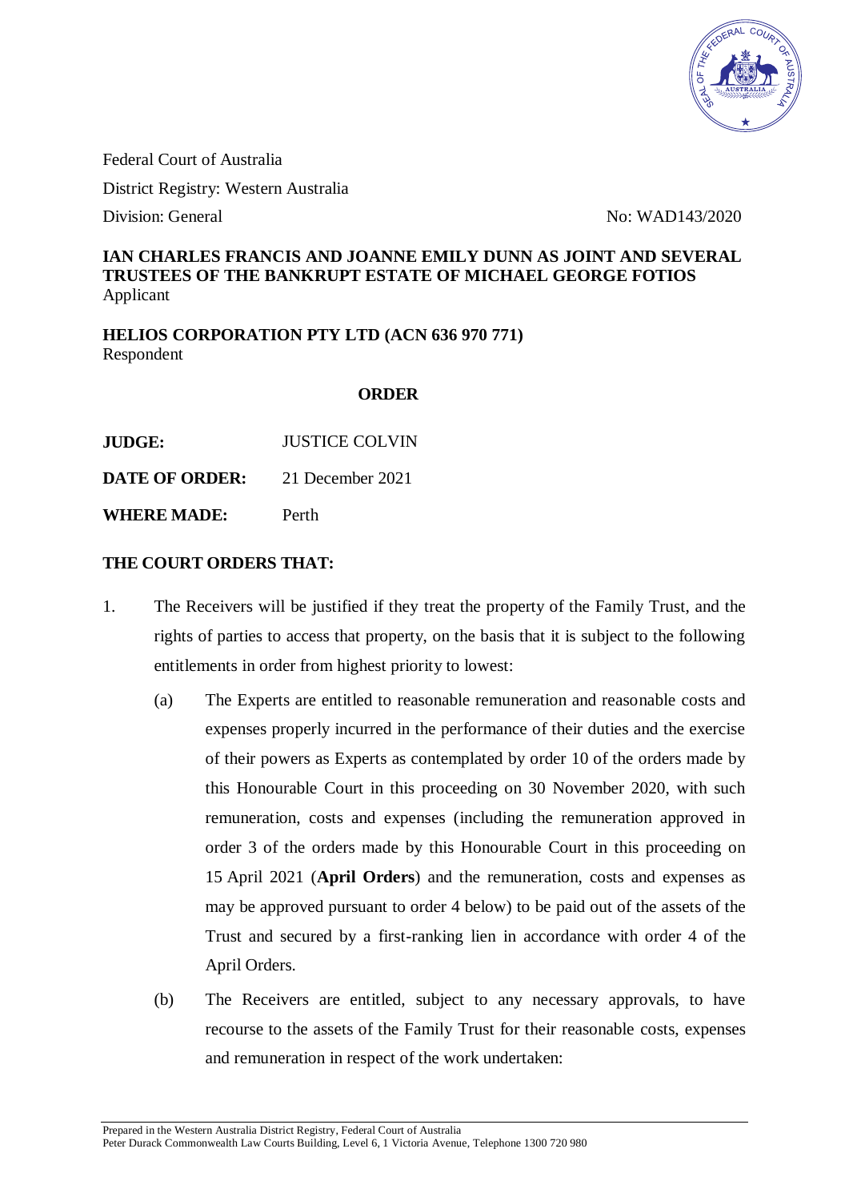Federal Court of Australia

District Registry: Western Australia

Division: General

No: WAD143/2020

**IAN CHARLES FRANCIS AND JOANNE EMILY DUNN AS JOINT AND SEVERAL TRUSTEES OF THE BANKRUPT ESTATE OF MICHAEL GEORGE FOTIOS**
Applicant

**HELIOS CORPORATION PTY LTD (ACN 636 970 771)**
Respondent

**ORDER**

**JUDGE:** JUSTICE COLVIN

**DATE OF ORDER:** 21 December 2021

**WHERE MADE:** Perth

**THE COURT ORDERS THAT:**

1. The Receivers will be justified if they treat the property of the Family Trust, and the rights of parties to access that property, on the basis that it is subject to the following entitlements in order from highest priority to lowest:

   (a) The Experts are entitled to reasonable remuneration and reasonable costs and expenses properly incurred in the performance of their duties and the exercise of their powers as Experts as contemplated by order 10 of the orders made by this Honourable Court in this proceeding on 30 November 2020, with such remuneration, costs and expenses (including the remuneration approved in order 3 of the orders made by this Honourable Court in this proceeding on 15 April 2021 (**April Orders**) and the remuneration, costs and expenses as may be approved pursuant to order 4 below) to be paid out of the assets of the Trust and secured by a first-ranking lien in accordance with order 4 of the April Orders.

   (b) The Receivers are entitled, subject to any necessary approvals, to have recourse to the assets of the Family Trust for their reasonable costs, expenses and remuneration in respect of the work undertaken: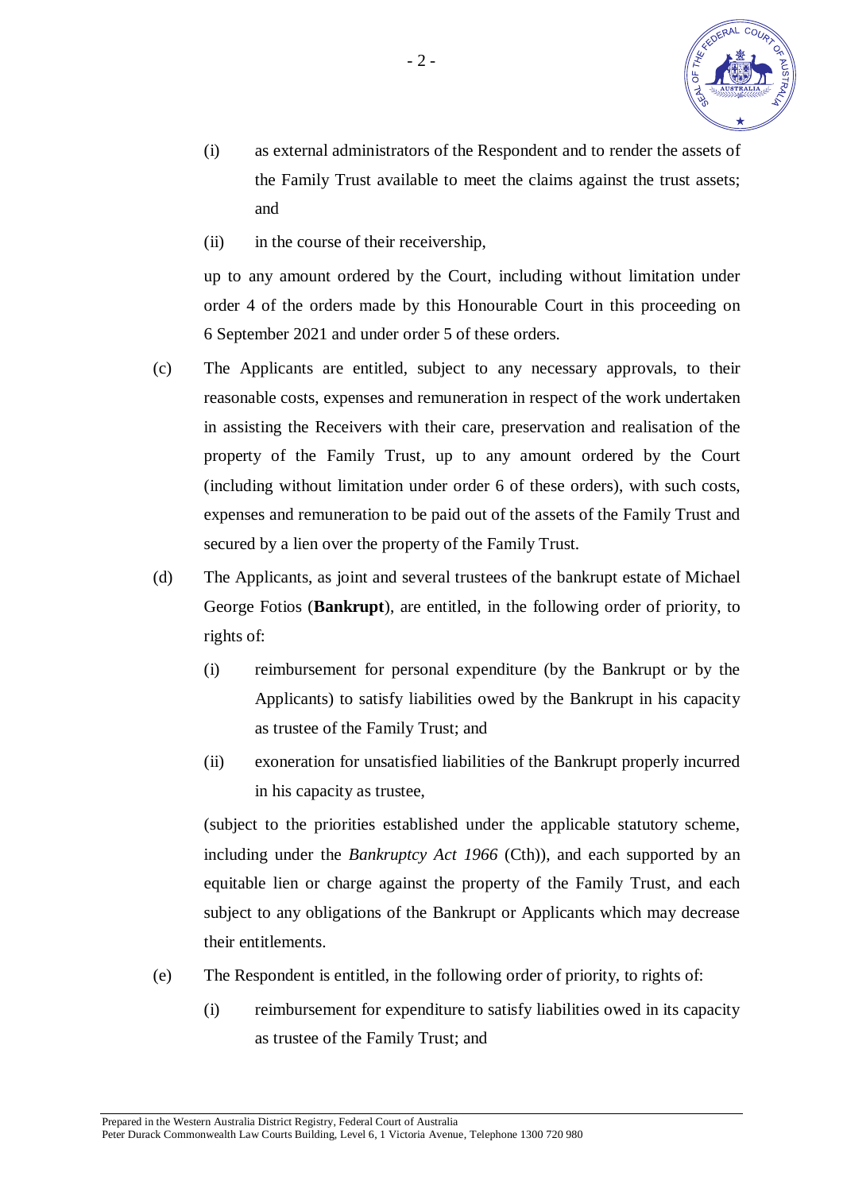(i) as external administrators of the Respondent and to render the assets of the Family Trust available to meet the claims against the trust assets; and

(ii) in the course of their receivership,

up to any amount ordered by the Court, including without limitation under order 4 of the orders made by this Honourable Court in this proceeding on 6 September 2021 and under order 5 of these orders.

(c) The Applicants are entitled, subject to any necessary approvals, to their reasonable costs, expenses and remuneration in respect of the work undertaken in assisting the Receivers with their care, preservation and realisation of the property of the Family Trust, up to any amount ordered by the Court (including without limitation under order 6 of these orders), with such costs, expenses and remuneration to be paid out of the assets of the Family Trust and secured by a lien over the property of the Family Trust.

(d) The Applicants, as joint and several trustees of the bankrupt estate of Michael George Fotios (**Bankrupt**), are entitled, in the following order of priority, to rights of:

(i) reimbursement for personal expenditure (by the Bankrupt or by the Applicants) to satisfy liabilities owed by the Bankrupt in his capacity as trustee of the Family Trust; and

(ii) exoneration for unsatisfied liabilities of the Bankrupt properly incurred in his capacity as trustee,

(subject to the priorities established under the applicable statutory scheme, including under the *Bankruptcy Act 1966* (Cth)), and each supported by an equitable lien or charge against the property of the Family Trust, and each subject to any obligations of the Bankrupt or Applicants which may decrease their entitlements.

(e) The Respondent is entitled, in the following order of priority, to rights of:

(i) reimbursement for expenditure to satisfy liabilities owed in its capacity as trustee of the Family Trust; and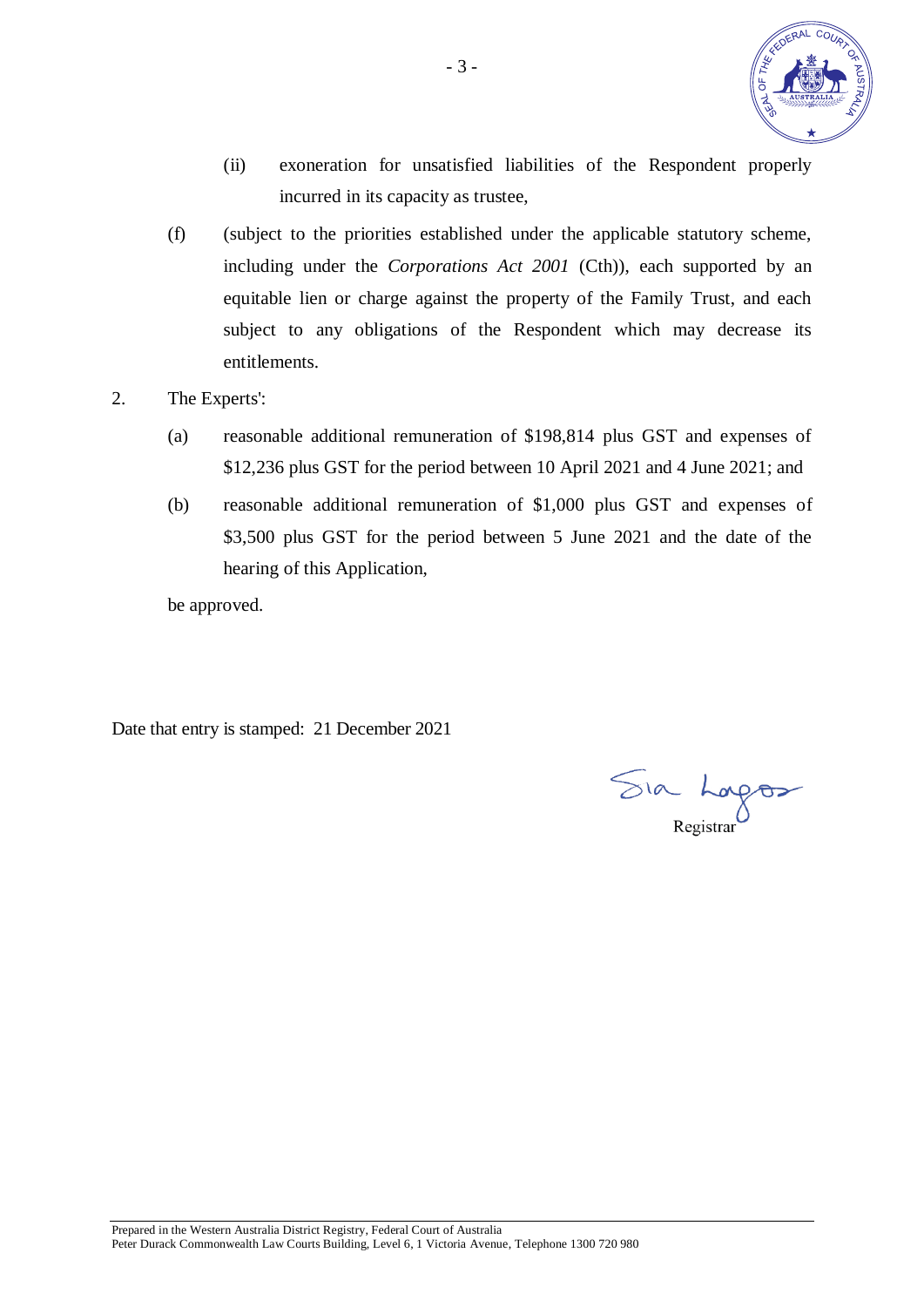(ii) exoneration for unsatisfied liabilities of the Respondent properly incurred in its capacity as trustee,

(f) (subject to the priorities established under the applicable statutory scheme, including under the *Corporations Act 2001* (Cth)), each supported by an equitable lien or charge against the property of the Family Trust, and each subject to any obligations of the Respondent which may decrease its entitlements.

2. The Experts':

   (a) reasonable additional remuneration of $198,814 plus GST and expenses of $12,236 plus GST for the period between 10 April 2021 and 4 June 2021; and

   (b) reasonable additional remuneration of $1,000 plus GST and expenses of $3,500 plus GST for the period between 5 June 2021 and the date of the hearing of this Application,

   be approved.

Date that entry is stamped: 21 December 2021

Registrar

Prepared in the Western Australia District Registry, Federal Court of Australia
Peter Durack Commonwealth Law Courts Building, Level 6, 1 Victoria Avenue, Telephone 1300 720 980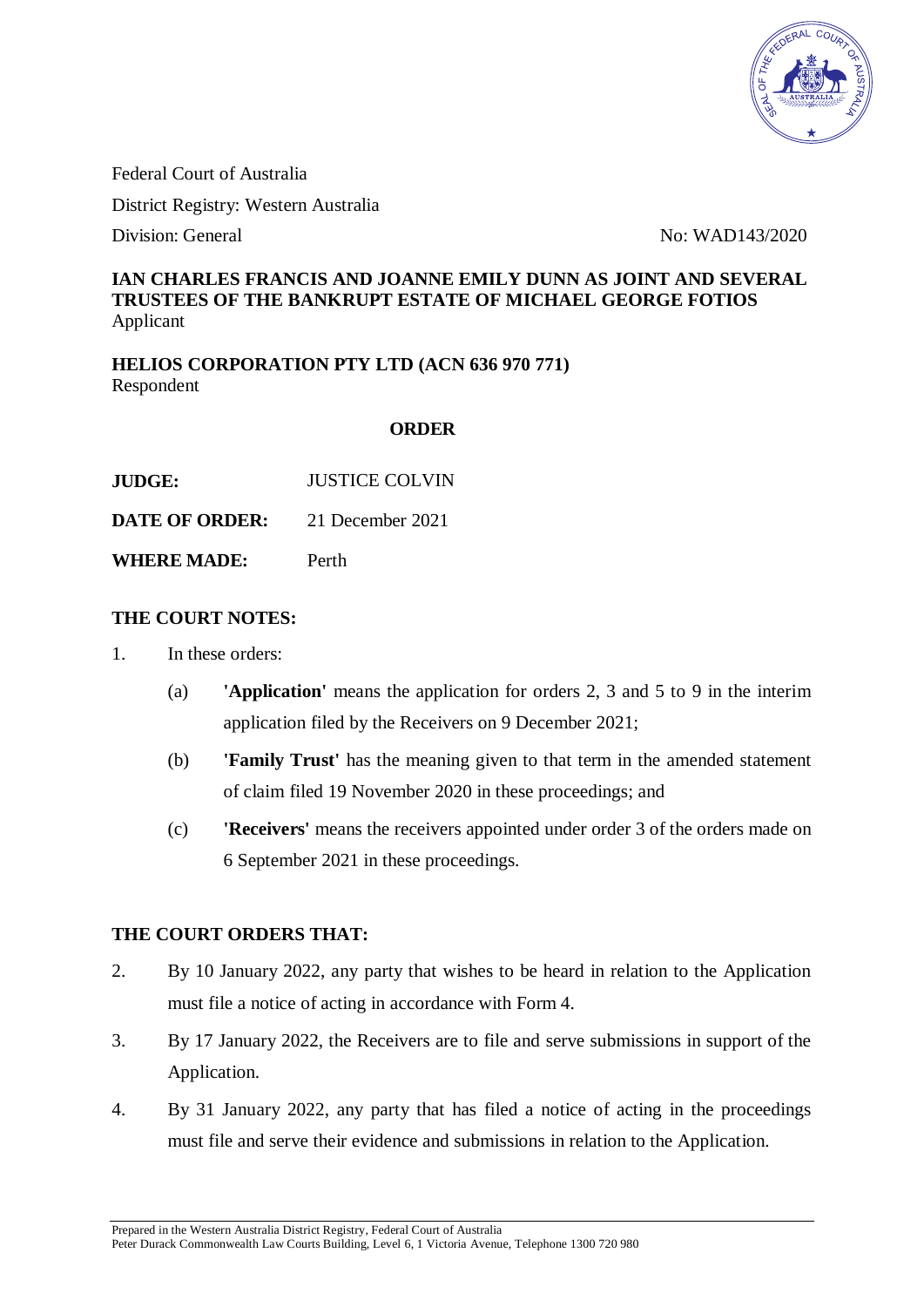Federal Court of Australia

District Registry: Western Australia

Division: General

No: WAD143/2020

**IAN CHARLES FRANCIS AND JOANNE EMILY DUNN AS JOINT AND SEVERAL TRUSTEES OF THE BANKRUPT ESTATE OF MICHAEL GEORGE FOTIOS**
Applicant

**HELIOS CORPORATION PTY LTD (ACN 636 970 771)**
Respondent

## ORDER

**JUDGE:** JUSTICE COLVIN

**DATE OF ORDER:** 21 December 2021

**WHERE MADE:** Perth

### THE COURT NOTES:

1. In these orders:

   (a) **'Application'** means the application for orders 2, 3 and 5 to 9 in the interim application filed by the Receivers on 9 December 2021;

   (b) **'Family Trust'** has the meaning given to that term in the amended statement of claim filed 19 November 2020 in these proceedings; and

   (c) **'Receivers'** means the receivers appointed under order 3 of the orders made on 6 September 2021 in these proceedings.

### THE COURT ORDERS THAT:

2. By 10 January 2022, any party that wishes to be heard in relation to the Application must file a notice of acting in accordance with Form 4.

3. By 17 January 2022, the Receivers are to file and serve submissions in support of the Application.

4. By 31 January 2022, any party that has filed a notice of acting in the proceedings must file and serve their evidence and submissions in relation to the Application.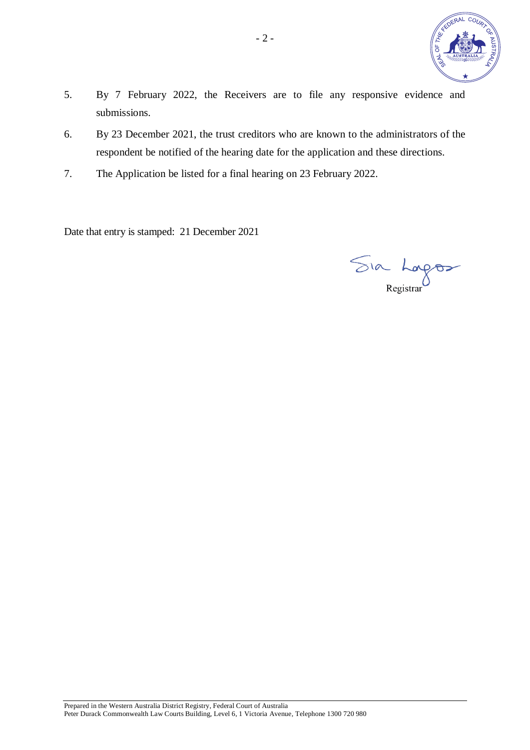5. By 7 February 2022, the Receivers are to file any responsive evidence and submissions.

6. By 23 December 2021, the trust creditors who are known to the administrators of the respondent be notified of the hearing date for the application and these directions.

7. The Application be listed for a final hearing on 23 February 2022.

Date that entry is stamped: 21 December 2021

Registrar

Prepared in the Western Australia District Registry, Federal Court of Australia
Peter Durack Commonwealth Law Courts Building, Level 6, 1 Victoria Avenue, Telephone 1300 720 980